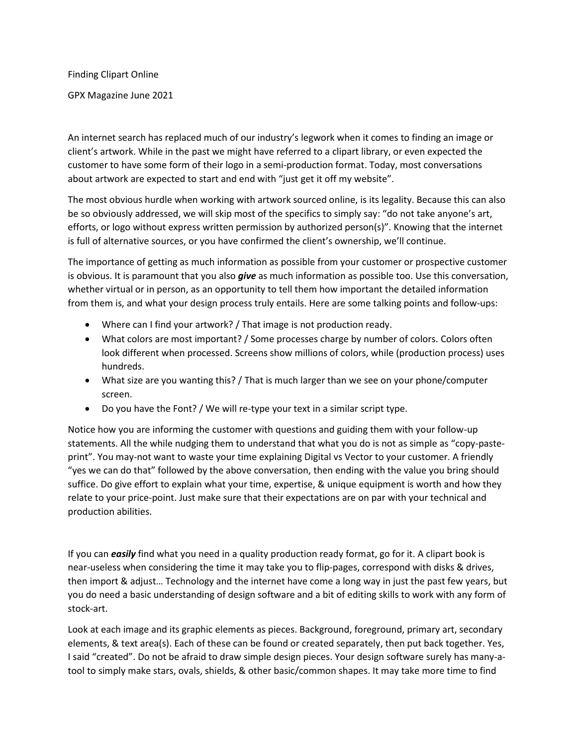# Finding Clipart Online

GPX Magazine June 2021

An internet search has replaced much of our industry's legwork when it comes to finding an image or client's artwork. While in the past we might have referred to a clipart library, or even expected the customer to have some form of their logo in a semi-production format. Today, most conversations about artwork are expected to start and end with "just get it off my website".

The most obvious hurdle when working with artwork sourced online, is its legality. Because this can also be so obviously addressed, we will skip most of the specifics to simply say: "do not take anyone's art, efforts, or logo without express written permission by authorized person(s)". Knowing that the internet is full of alternative sources, or you have confirmed the client's ownership, we'll continue.

The importance of getting as much information as possible from your customer or prospective customer is obvious. It is paramount that you also ***give*** as much information as possible too. Use this conversation, whether virtual or in person, as an opportunity to tell them how important the detailed information from them is, and what your design process truly entails. Here are some talking points and follow-ups:

- Where can I find your artwork? / That image is not production ready.
- What colors are most important? / Some processes charge by number of colors. Colors often look different when processed. Screens show millions of colors, while (production process) uses hundreds.
- What size are you wanting this? / That is much larger than we see on your phone/computer screen.
- Do you have the Font? / We will re-type your text in a similar script type.

Notice how you are informing the customer with questions and guiding them with your follow-up statements. All the while nudging them to understand that what you do is not as simple as "copy-paste-print". You may-not want to waste your time explaining Digital vs Vector to your customer. A friendly "yes we can do that" followed by the above conversation, then ending with the value you bring should suffice. Do give effort to explain what your time, expertise, & unique equipment is worth and how they relate to your price-point. Just make sure that their expectations are on par with your technical and production abilities.

If you can ***easily*** find what you need in a quality production ready format, go for it. A clipart book is near-useless when considering the time it may take you to flip-pages, correspond with disks & drives, then import & adjust… Technology and the internet have come a long way in just the past few years, but you do need a basic understanding of design software and a bit of editing skills to work with any form of stock-art.

Look at each image and its graphic elements as pieces. Background, foreground, primary art, secondary elements, & text area(s). Each of these can be found or created separately, then put back together. Yes, I said "created". Do not be afraid to draw simple design pieces. Your design software surely has many-a-tool to simply make stars, ovals, shields, & other basic/common shapes. It may take more time to find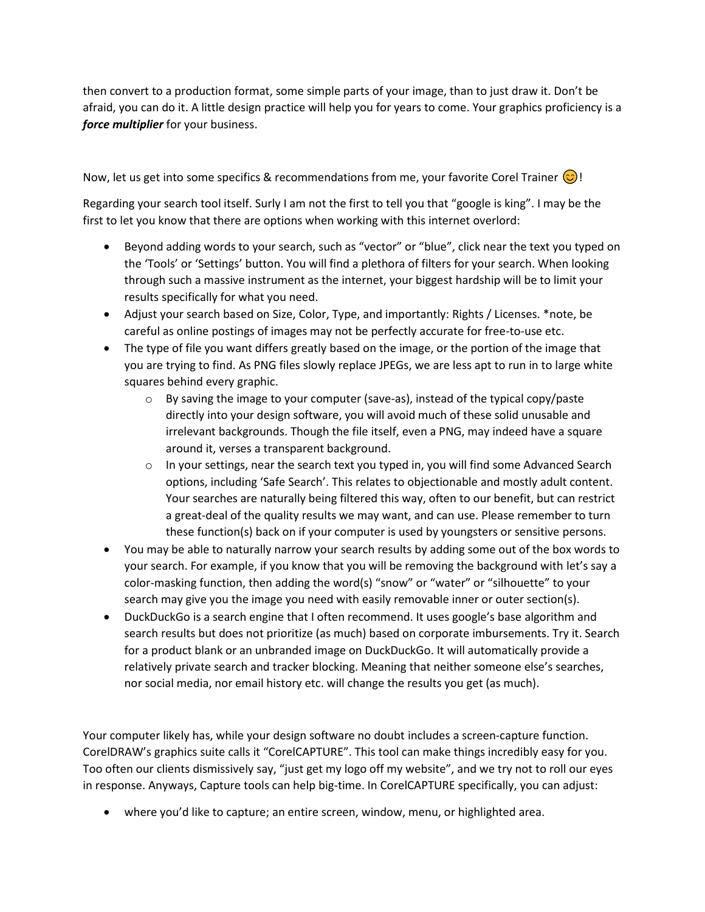then convert to a production format, some simple parts of your image, than to just draw it. Don't be afraid, you can do it. A little design practice will help you for years to come. Your graphics proficiency is a ***force multiplier*** for your business.

Now, let us get into some specifics & recommendations from me, your favorite Corel Trainer 😊!

Regarding your search tool itself. Surly I am not the first to tell you that "google is king". I may be the first to let you know that there are options when working with this internet overlord:

- Beyond adding words to your search, such as "vector" or "blue", click near the text you typed on the 'Tools' or 'Settings' button. You will find a plethora of filters for your search. When looking through such a massive instrument as the internet, your biggest hardship will be to limit your results specifically for what you need.
- Adjust your search based on Size, Color, Type, and importantly: Rights / Licenses. *note, be careful as online postings of images may not be perfectly accurate for free-to-use etc.
- The type of file you want differs greatly based on the image, or the portion of the image that you are trying to find. As PNG files slowly replace JPEGs, we are less apt to run in to large white squares behind every graphic.
    - By saving the image to your computer (save-as), instead of the typical copy/paste directly into your design software, you will avoid much of these solid unusable and irrelevant backgrounds. Though the file itself, even a PNG, may indeed have a square around it, verses a transparent background.
    - In your settings, near the search text you typed in, you will find some Advanced Search options, including 'Safe Search'. This relates to objectionable and mostly adult content. Your searches are naturally being filtered this way, often to our benefit, but can restrict a great-deal of the quality results we may want, and can use. Please remember to turn these function(s) back on if your computer is used by youngsters or sensitive persons.
- You may be able to naturally narrow your search results by adding some out of the box words to your search. For example, if you know that you will be removing the background with let's say a color-masking function, then adding the word(s) "snow" or "water" or "silhouette" to your search may give you the image you need with easily removable inner or outer section(s).
- DuckDuckGo is a search engine that I often recommend. It uses google's base algorithm and search results but does not prioritize (as much) based on corporate imbursements. Try it. Search for a product blank or an unbranded image on DuckDuckGo. It will automatically provide a relatively private search and tracker blocking. Meaning that neither someone else's searches, nor social media, nor email history etc. will change the results you get (as much).

Your computer likely has, while your design software no doubt includes a screen-capture function. CorelDRAW's graphics suite calls it "CorelCAPTURE". This tool can make things incredibly easy for you. Too often our clients dismissively say, "just get my logo off my website", and we try not to roll our eyes in response. Anyways, Capture tools can help big-time. In CorelCAPTURE specifically, you can adjust:

- where you'd like to capture; an entire screen, window, menu, or highlighted area.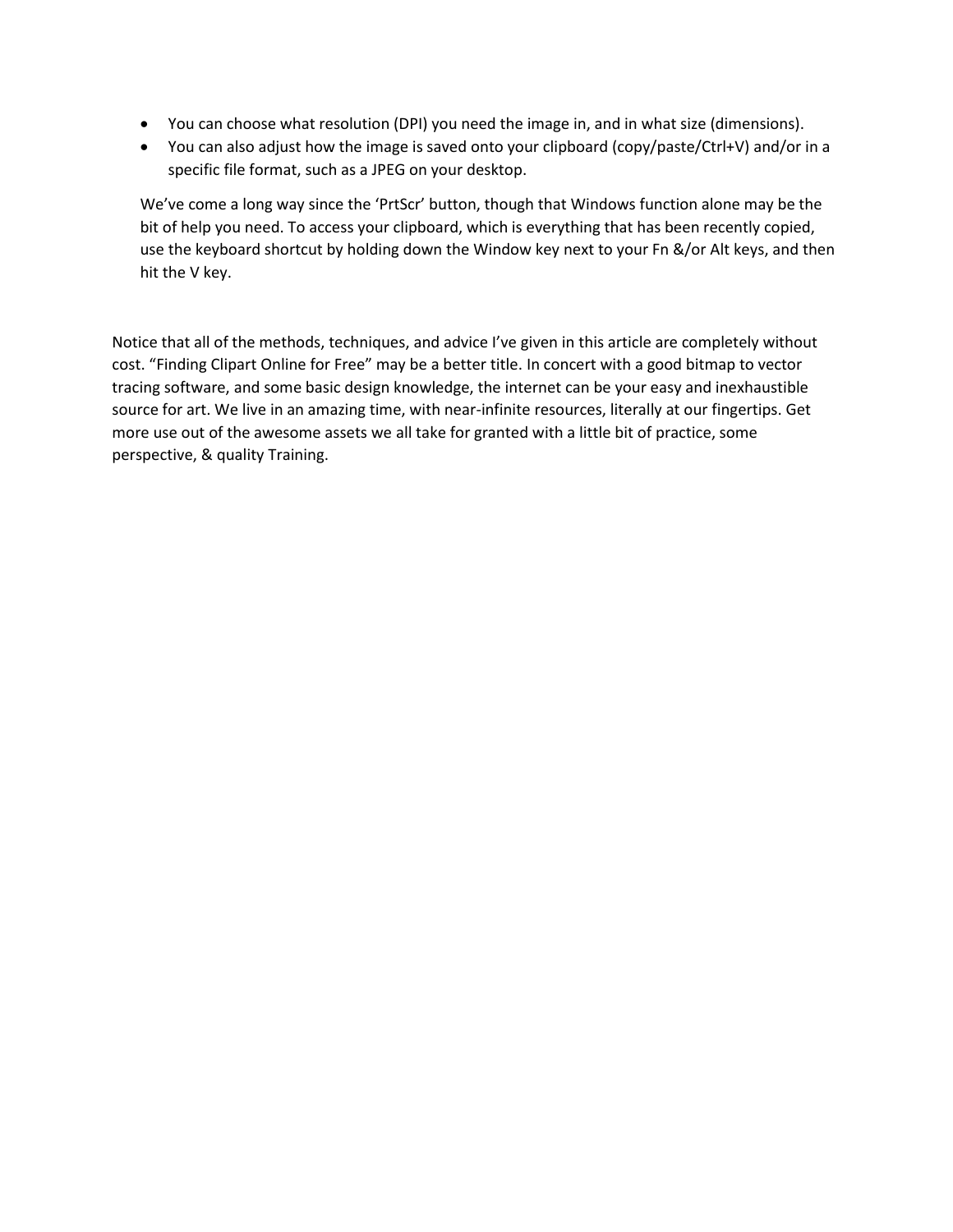- You can choose what resolution (DPI) you need the image in, and in what size (dimensions).
- You can also adjust how the image is saved onto your clipboard (copy/paste/Ctrl+V) and/or in a specific file format, such as a JPEG on your desktop.

We've come a long way since the 'PrtScr' button, though that Windows function alone may be the bit of help you need. To access your clipboard, which is everything that has been recently copied, use the keyboard shortcut by holding down the Window key next to your Fn &/or Alt keys, and then hit the V key.

Notice that all of the methods, techniques, and advice I've given in this article are completely without cost. "Finding Clipart Online for Free" may be a better title. In concert with a good bitmap to vector tracing software, and some basic design knowledge, the internet can be your easy and inexhaustible source for art. We live in an amazing time, with near-infinite resources, literally at our fingertips. Get more use out of the awesome assets we all take for granted with a little bit of practice, some perspective, & quality Training.